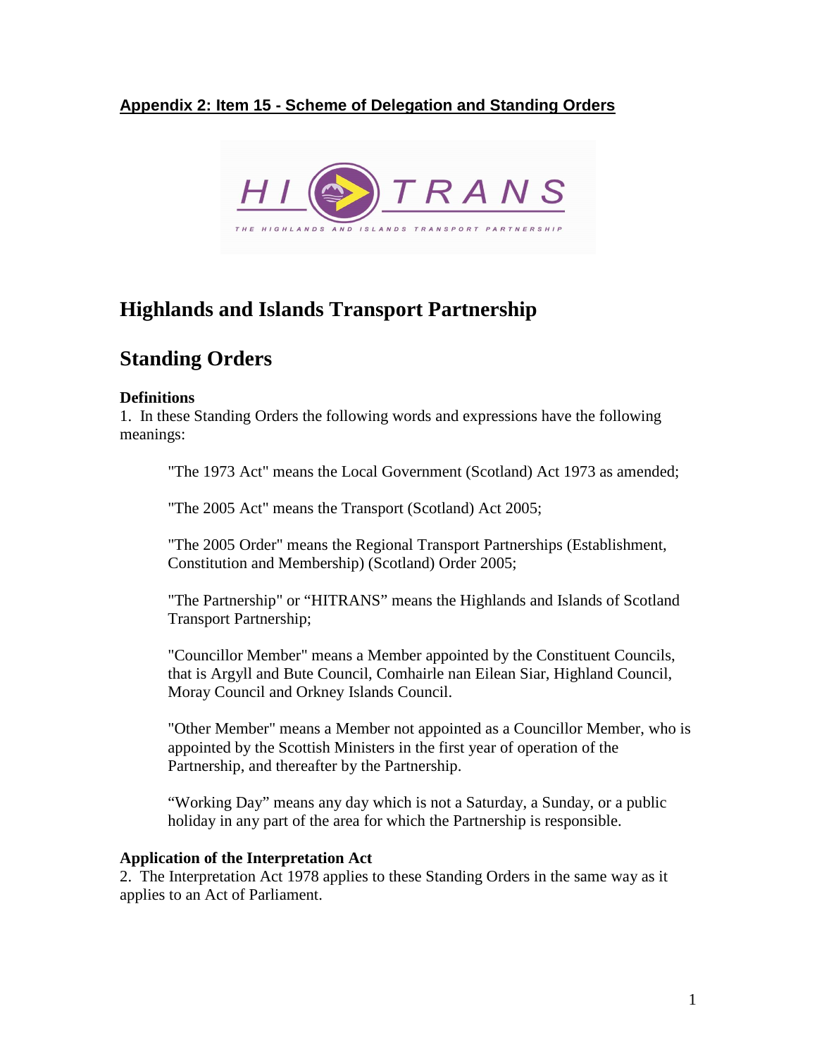**Appendix 2: Item 15 - Scheme of Delegation and Standing Orders**

# Highlands and Islands Transport Partnership

# Standing Orders

### Definitions

1. In these Standing Orders the following words and expressions have the following meanings:

> "The 1973 Act" means the Local Government (Scotland) Act 1973 as amended;
>
> "The 2005 Act" means the Transport (Scotland) Act 2005;
>
> "The 2005 Order" means the Regional Transport Partnerships (Establishment, Constitution and Membership) (Scotland) Order 2005;
>
> "The Partnership" or "HITRANS" means the Highlands and Islands of Scotland Transport Partnership;
>
> "Councillor Member" means a Member appointed by the Constituent Councils, that is Argyll and Bute Council, Comhairle nan Eilean Siar, Highland Council, Moray Council and Orkney Islands Council.
>
> "Other Member" means a Member not appointed as a Councillor Member, who is appointed by the Scottish Ministers in the first year of operation of the Partnership, and thereafter by the Partnership.
>
> "Working Day" means any day which is not a Saturday, a Sunday, or a public holiday in any part of the area for which the Partnership is responsible.

### Application of the Interpretation Act

2. The Interpretation Act 1978 applies to these Standing Orders in the same way as it applies to an Act of Parliament.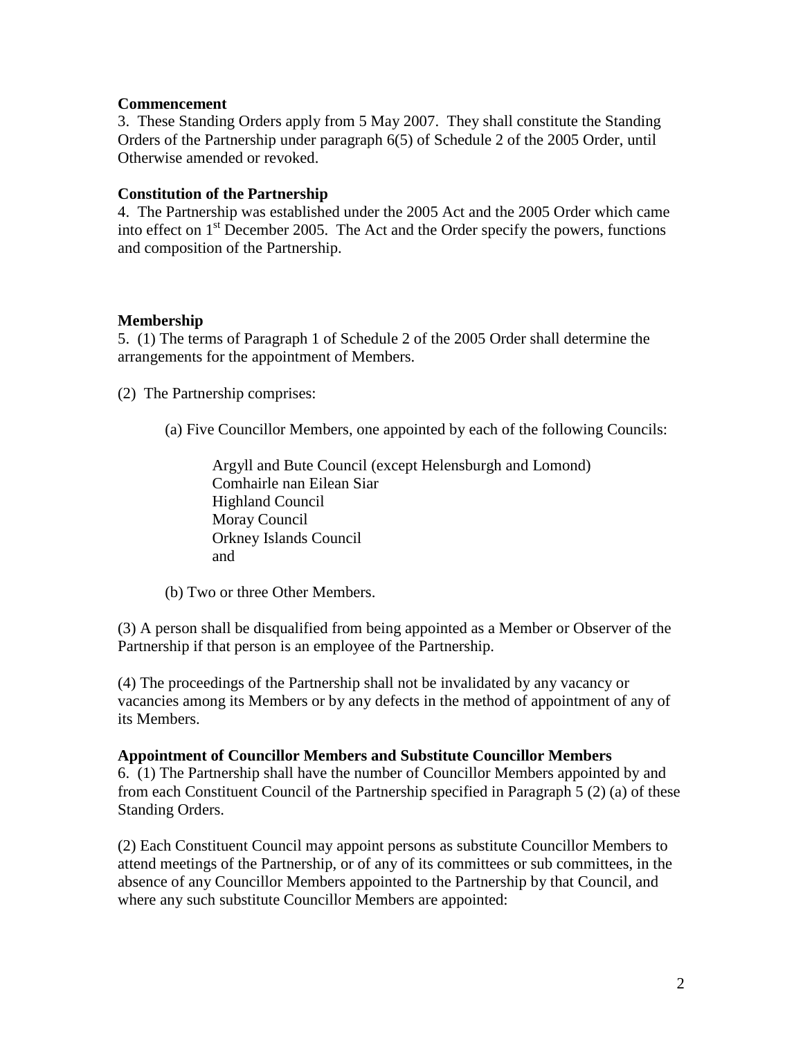**Commencement**

3. These Standing Orders apply from 5 May 2007. They shall constitute the Standing Orders of the Partnership under paragraph 6(5) of Schedule 2 of the 2005 Order, until Otherwise amended or revoked.

**Constitution of the Partnership**

4. The Partnership was established under the 2005 Act and the 2005 Order which came into effect on 1st December 2005. The Act and the Order specify the powers, functions and composition of the Partnership.

**Membership**

5. (1) The terms of Paragraph 1 of Schedule 2 of the 2005 Order shall determine the arrangements for the appointment of Members.

(2) The Partnership comprises:

(a) Five Councillor Members, one appointed by each of the following Councils:

Argyll and Bute Council (except Helensburgh and Lomond)
Comhairle nan Eilean Siar
Highland Council
Moray Council
Orkney Islands Council
and

(b) Two or three Other Members.

(3) A person shall be disqualified from being appointed as a Member or Observer of the Partnership if that person is an employee of the Partnership.

(4) The proceedings of the Partnership shall not be invalidated by any vacancy or vacancies among its Members or by any defects in the method of appointment of any of its Members.

**Appointment of Councillor Members and Substitute Councillor Members**

6. (1) The Partnership shall have the number of Councillor Members appointed by and from each Constituent Council of the Partnership specified in Paragraph 5 (2) (a) of these Standing Orders.

(2) Each Constituent Council may appoint persons as substitute Councillor Members to attend meetings of the Partnership, or of any of its committees or sub committees, in the absence of any Councillor Members appointed to the Partnership by that Council, and where any such substitute Councillor Members are appointed: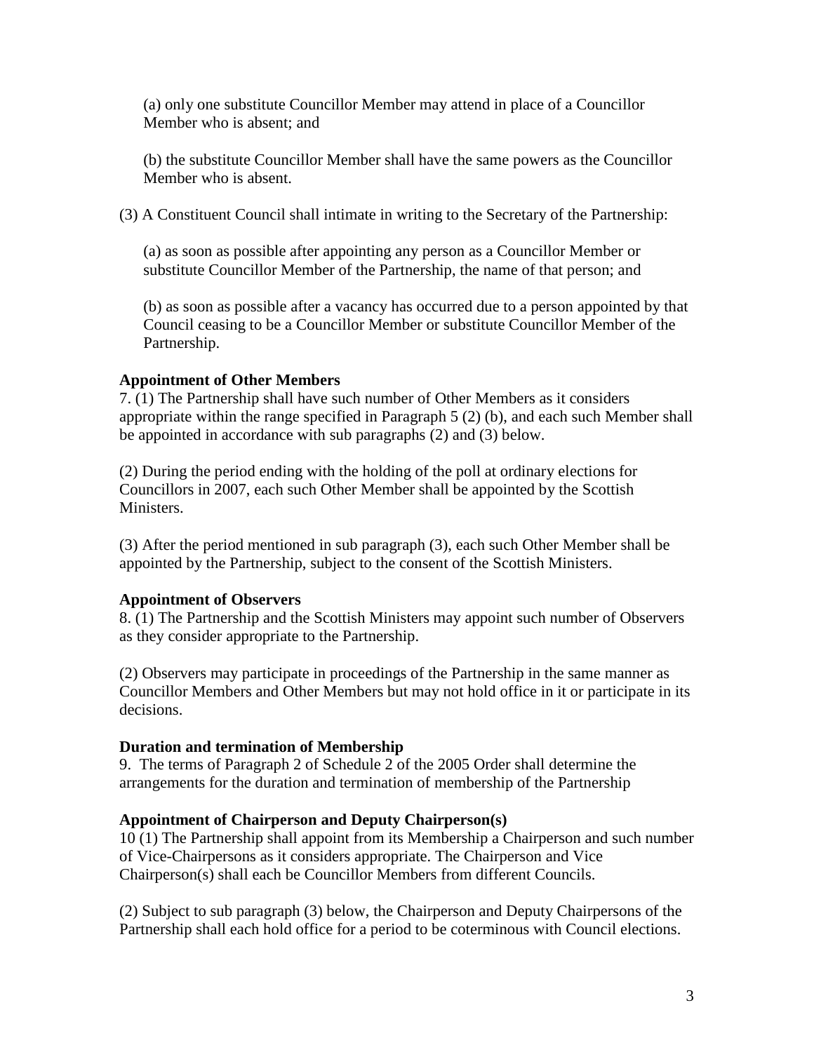(a) only one substitute Councillor Member may attend in place of a Councillor Member who is absent; and

(b) the substitute Councillor Member shall have the same powers as the Councillor Member who is absent.

(3) A Constituent Council shall intimate in writing to the Secretary of the Partnership:

(a) as soon as possible after appointing any person as a Councillor Member or substitute Councillor Member of the Partnership, the name of that person; and

(b) as soon as possible after a vacancy has occurred due to a person appointed by that Council ceasing to be a Councillor Member or substitute Councillor Member of the Partnership.

**Appointment of Other Members**

7. (1) The Partnership shall have such number of Other Members as it considers appropriate within the range specified in Paragraph 5 (2) (b), and each such Member shall be appointed in accordance with sub paragraphs (2) and (3) below.

(2) During the period ending with the holding of the poll at ordinary elections for Councillors in 2007, each such Other Member shall be appointed by the Scottish Ministers.

(3) After the period mentioned in sub paragraph (3), each such Other Member shall be appointed by the Partnership, subject to the consent of the Scottish Ministers.

**Appointment of Observers**

8. (1) The Partnership and the Scottish Ministers may appoint such number of Observers as they consider appropriate to the Partnership.

(2) Observers may participate in proceedings of the Partnership in the same manner as Councillor Members and Other Members but may not hold office in it or participate in its decisions.

**Duration and termination of Membership**

9. The terms of Paragraph 2 of Schedule 2 of the 2005 Order shall determine the arrangements for the duration and termination of membership of the Partnership

**Appointment of Chairperson and Deputy Chairperson(s)**

10 (1) The Partnership shall appoint from its Membership a Chairperson and such number of Vice-Chairpersons as it considers appropriate. The Chairperson and Vice Chairperson(s) shall each be Councillor Members from different Councils.

(2) Subject to sub paragraph (3) below, the Chairperson and Deputy Chairpersons of the Partnership shall each hold office for a period to be coterminous with Council elections.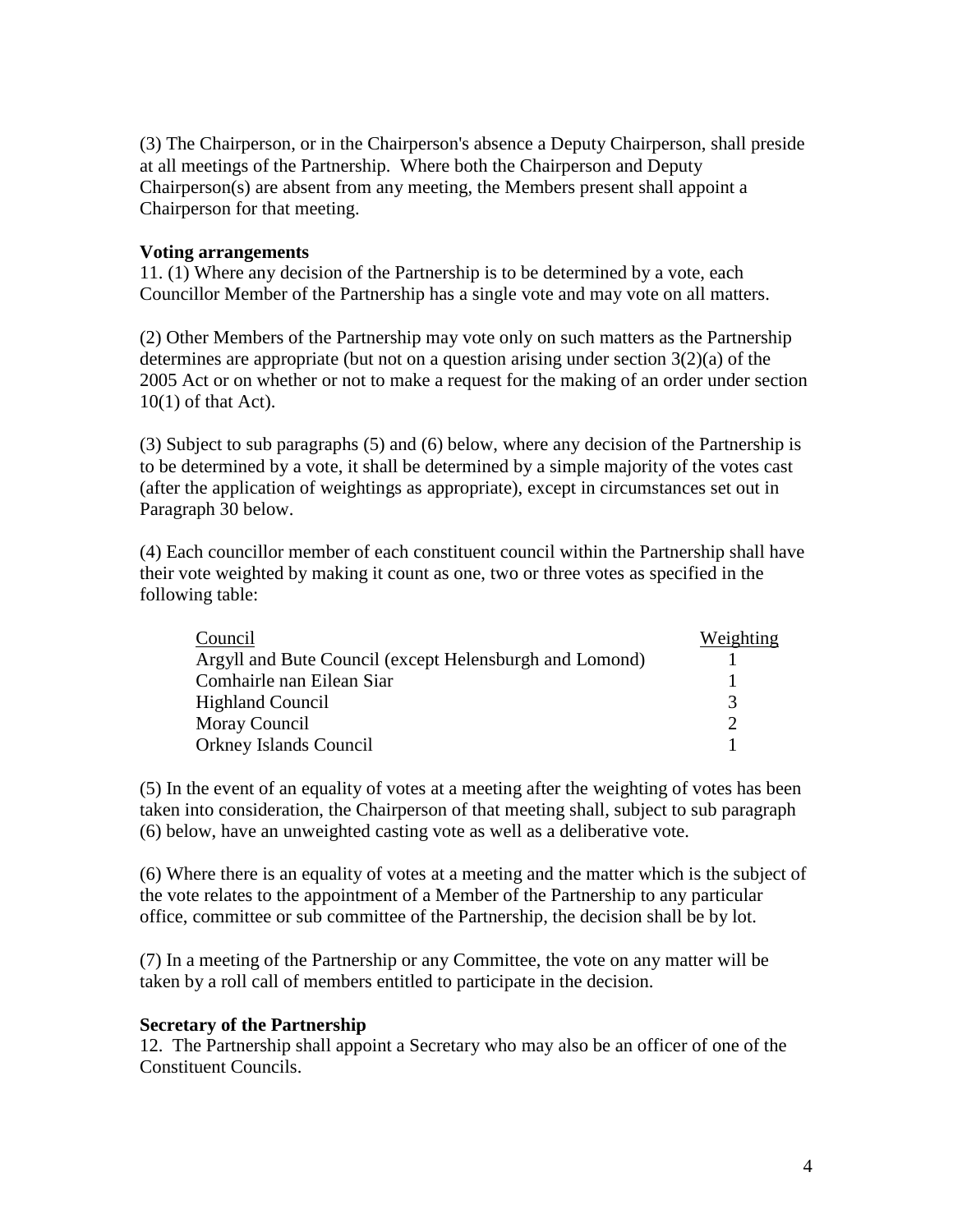(3) The Chairperson, or in the Chairperson's absence a Deputy Chairperson, shall preside at all meetings of the Partnership. Where both the Chairperson and Deputy Chairperson(s) are absent from any meeting, the Members present shall appoint a Chairperson for that meeting.

**Voting arrangements**

11. (1) Where any decision of the Partnership is to be determined by a vote, each Councillor Member of the Partnership has a single vote and may vote on all matters.

(2) Other Members of the Partnership may vote only on such matters as the Partnership determines are appropriate (but not on a question arising under section 3(2)(a) of the 2005 Act or on whether or not to make a request for the making of an order under section 10(1) of that Act).

(3) Subject to sub paragraphs (5) and (6) below, where any decision of the Partnership is to be determined by a vote, it shall be determined by a simple majority of the votes cast (after the application of weightings as appropriate), except in circumstances set out in Paragraph 30 below.

(4) Each councillor member of each constituent council within the Partnership shall have their vote weighted by making it count as one, two or three votes as specified in the following table:

| Council | Weighting |
|---|---|
| Argyll and Bute Council (except Helensburgh and Lomond) | 1 |
| Comhairle nan Eilean Siar | 1 |
| Highland Council | 3 |
| Moray Council | 2 |
| Orkney Islands Council | 1 |

(5) In the event of an equality of votes at a meeting after the weighting of votes has been taken into consideration, the Chairperson of that meeting shall, subject to sub paragraph (6) below, have an unweighted casting vote as well as a deliberative vote.

(6) Where there is an equality of votes at a meeting and the matter which is the subject of the vote relates to the appointment of a Member of the Partnership to any particular office, committee or sub committee of the Partnership, the decision shall be by lot.

(7) In a meeting of the Partnership or any Committee, the vote on any matter will be taken by a roll call of members entitled to participate in the decision.

**Secretary of the Partnership**

12. The Partnership shall appoint a Secretary who may also be an officer of one of the Constituent Councils.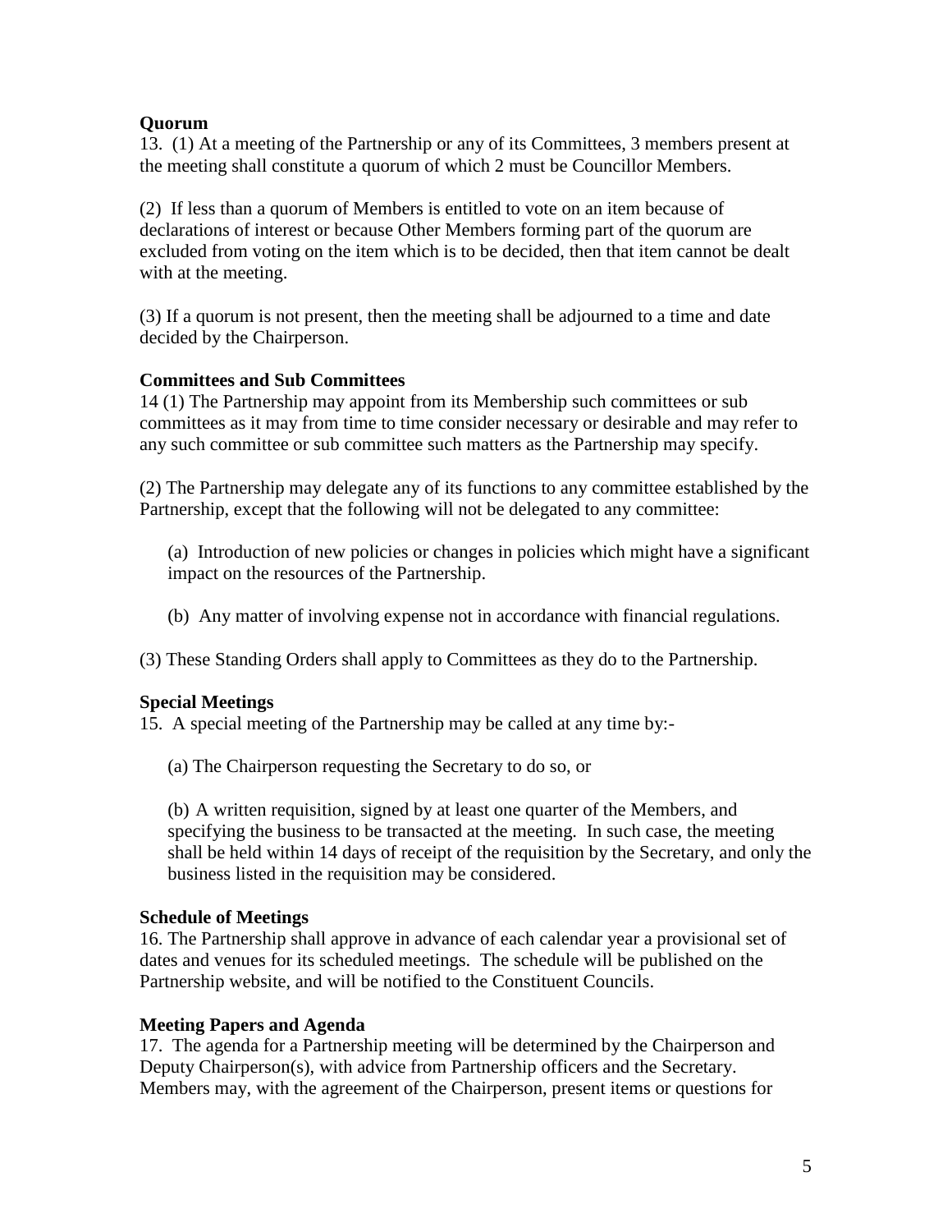**Quorum**

13. (1) At a meeting of the Partnership or any of its Committees, 3 members present at the meeting shall constitute a quorum of which 2 must be Councillor Members.

(2) If less than a quorum of Members is entitled to vote on an item because of declarations of interest or because Other Members forming part of the quorum are excluded from voting on the item which is to be decided, then that item cannot be dealt with at the meeting.

(3) If a quorum is not present, then the meeting shall be adjourned to a time and date decided by the Chairperson.

**Committees and Sub Committees**

14 (1) The Partnership may appoint from its Membership such committees or sub committees as it may from time to time consider necessary or desirable and may refer to any such committee or sub committee such matters as the Partnership may specify.

(2) The Partnership may delegate any of its functions to any committee established by the Partnership, except that the following will not be delegated to any committee:

(a) Introduction of new policies or changes in policies which might have a significant impact on the resources of the Partnership.

(b) Any matter of involving expense not in accordance with financial regulations.

(3) These Standing Orders shall apply to Committees as they do to the Partnership.

**Special Meetings**

15. A special meeting of the Partnership may be called at any time by:-

(a) The Chairperson requesting the Secretary to do so, or

(b) A written requisition, signed by at least one quarter of the Members, and specifying the business to be transacted at the meeting. In such case, the meeting shall be held within 14 days of receipt of the requisition by the Secretary, and only the business listed in the requisition may be considered.

**Schedule of Meetings**

16. The Partnership shall approve in advance of each calendar year a provisional set of dates and venues for its scheduled meetings. The schedule will be published on the Partnership website, and will be notified to the Constituent Councils.

**Meeting Papers and Agenda**

17. The agenda for a Partnership meeting will be determined by the Chairperson and Deputy Chairperson(s), with advice from Partnership officers and the Secretary. Members may, with the agreement of the Chairperson, present items or questions for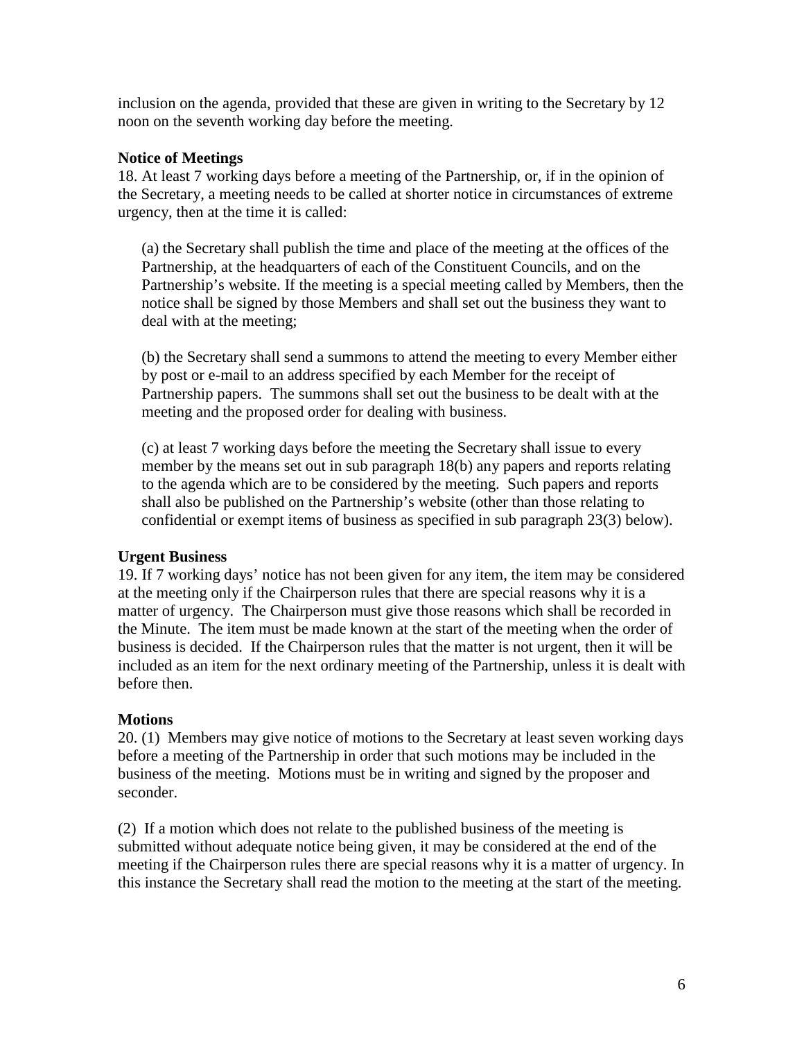inclusion on the agenda, provided that these are given in writing to the Secretary by 12 noon on the seventh working day before the meeting.

**Notice of Meetings**

18. At least 7 working days before a meeting of the Partnership, or, if in the opinion of the Secretary, a meeting needs to be called at shorter notice in circumstances of extreme urgency, then at the time it is called:

(a) the Secretary shall publish the time and place of the meeting at the offices of the Partnership, at the headquarters of each of the Constituent Councils, and on the Partnership's website. If the meeting is a special meeting called by Members, then the notice shall be signed by those Members and shall set out the business they want to deal with at the meeting;

(b) the Secretary shall send a summons to attend the meeting to every Member either by post or e-mail to an address specified by each Member for the receipt of Partnership papers. The summons shall set out the business to be dealt with at the meeting and the proposed order for dealing with business.

(c) at least 7 working days before the meeting the Secretary shall issue to every member by the means set out in sub paragraph 18(b) any papers and reports relating to the agenda which are to be considered by the meeting. Such papers and reports shall also be published on the Partnership's website (other than those relating to confidential or exempt items of business as specified in sub paragraph 23(3) below).

**Urgent Business**

19. If 7 working days' notice has not been given for any item, the item may be considered at the meeting only if the Chairperson rules that there are special reasons why it is a matter of urgency. The Chairperson must give those reasons which shall be recorded in the Minute. The item must be made known at the start of the meeting when the order of business is decided. If the Chairperson rules that the matter is not urgent, then it will be included as an item for the next ordinary meeting of the Partnership, unless it is dealt with before then.

**Motions**

20. (1) Members may give notice of motions to the Secretary at least seven working days before a meeting of the Partnership in order that such motions may be included in the business of the meeting. Motions must be in writing and signed by the proposer and seconder.

(2) If a motion which does not relate to the published business of the meeting is submitted without adequate notice being given, it may be considered at the end of the meeting if the Chairperson rules there are special reasons why it is a matter of urgency. In this instance the Secretary shall read the motion to the meeting at the start of the meeting.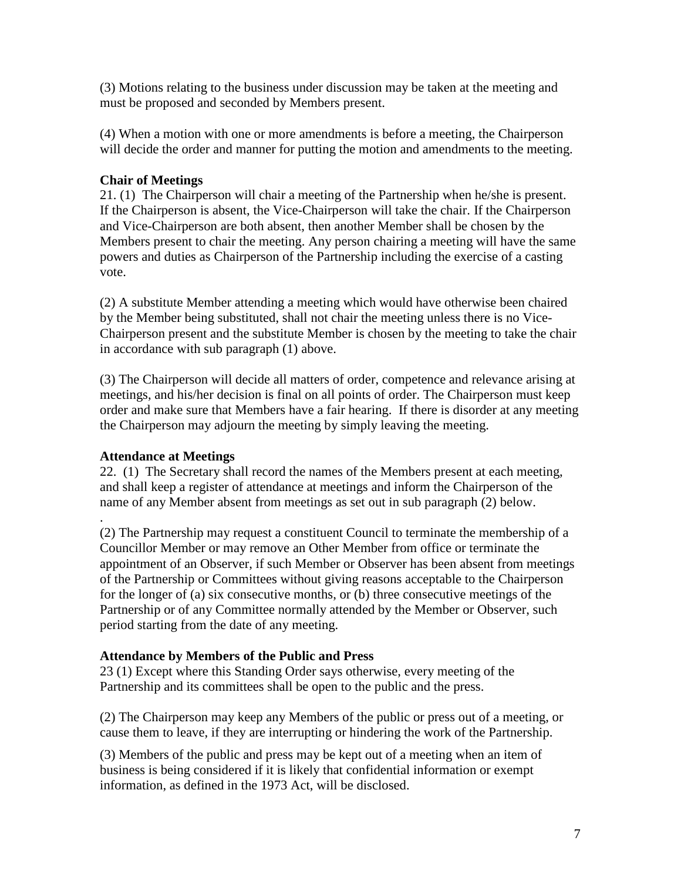(3) Motions relating to the business under discussion may be taken at the meeting and must be proposed and seconded by Members present.

(4) When a motion with one or more amendments is before a meeting, the Chairperson will decide the order and manner for putting the motion and amendments to the meeting.

**Chair of Meetings**

21. (1) The Chairperson will chair a meeting of the Partnership when he/she is present. If the Chairperson is absent, the Vice-Chairperson will take the chair. If the Chairperson and Vice-Chairperson are both absent, then another Member shall be chosen by the Members present to chair the meeting. Any person chairing a meeting will have the same powers and duties as Chairperson of the Partnership including the exercise of a casting vote.

(2) A substitute Member attending a meeting which would have otherwise been chaired by the Member being substituted, shall not chair the meeting unless there is no Vice-Chairperson present and the substitute Member is chosen by the meeting to take the chair in accordance with sub paragraph (1) above.

(3) The Chairperson will decide all matters of order, competence and relevance arising at meetings, and his/her decision is final on all points of order. The Chairperson must keep order and make sure that Members have a fair hearing. If there is disorder at any meeting the Chairperson may adjourn the meeting by simply leaving the meeting.

**Attendance at Meetings**

22. (1) The Secretary shall record the names of the Members present at each meeting, and shall keep a register of attendance at meetings and inform the Chairperson of the name of any Member absent from meetings as set out in sub paragraph (2) below.

.

(2) The Partnership may request a constituent Council to terminate the membership of a Councillor Member or may remove an Other Member from office or terminate the appointment of an Observer, if such Member or Observer has been absent from meetings of the Partnership or Committees without giving reasons acceptable to the Chairperson for the longer of (a) six consecutive months, or (b) three consecutive meetings of the Partnership or of any Committee normally attended by the Member or Observer, such period starting from the date of any meeting.

**Attendance by Members of the Public and Press**

23 (1) Except where this Standing Order says otherwise, every meeting of the Partnership and its committees shall be open to the public and the press.

(2) The Chairperson may keep any Members of the public or press out of a meeting, or cause them to leave, if they are interrupting or hindering the work of the Partnership.

(3) Members of the public and press may be kept out of a meeting when an item of business is being considered if it is likely that confidential information or exempt information, as defined in the 1973 Act, will be disclosed.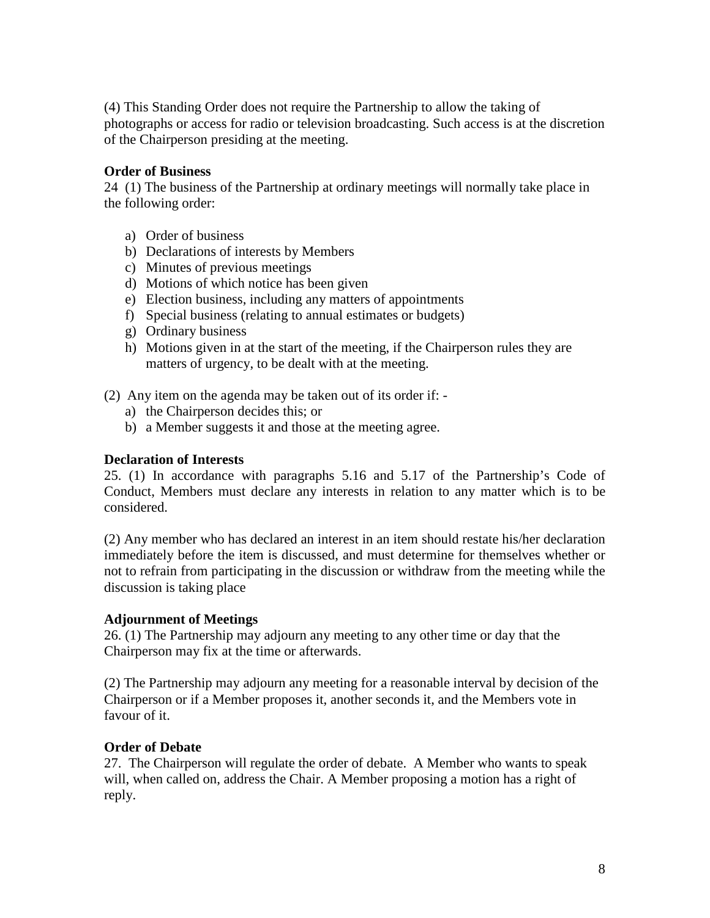(4) This Standing Order does not require the Partnership to allow the taking of photographs or access for radio or television broadcasting. Such access is at the discretion of the Chairperson presiding at the meeting.

**Order of Business**

24 (1) The business of the Partnership at ordinary meetings will normally take place in the following order:

a) Order of business
b) Declarations of interests by Members
c) Minutes of previous meetings
d) Motions of which notice has been given
e) Election business, including any matters of appointments
f) Special business (relating to annual estimates or budgets)
g) Ordinary business
h) Motions given in at the start of the meeting, if the Chairperson rules they are matters of urgency, to be dealt with at the meeting.

(2) Any item on the agenda may be taken out of its order if: -

a) the Chairperson decides this; or
b) a Member suggests it and those at the meeting agree.

**Declaration of Interests**

25. (1) In accordance with paragraphs 5.16 and 5.17 of the Partnership's Code of Conduct, Members must declare any interests in relation to any matter which is to be considered.

(2) Any member who has declared an interest in an item should restate his/her declaration immediately before the item is discussed, and must determine for themselves whether or not to refrain from participating in the discussion or withdraw from the meeting while the discussion is taking place

**Adjournment of Meetings**

26. (1) The Partnership may adjourn any meeting to any other time or day that the Chairperson may fix at the time or afterwards.

(2) The Partnership may adjourn any meeting for a reasonable interval by decision of the Chairperson or if a Member proposes it, another seconds it, and the Members vote in favour of it.

**Order of Debate**

27. The Chairperson will regulate the order of debate. A Member who wants to speak will, when called on, address the Chair. A Member proposing a motion has a right of reply.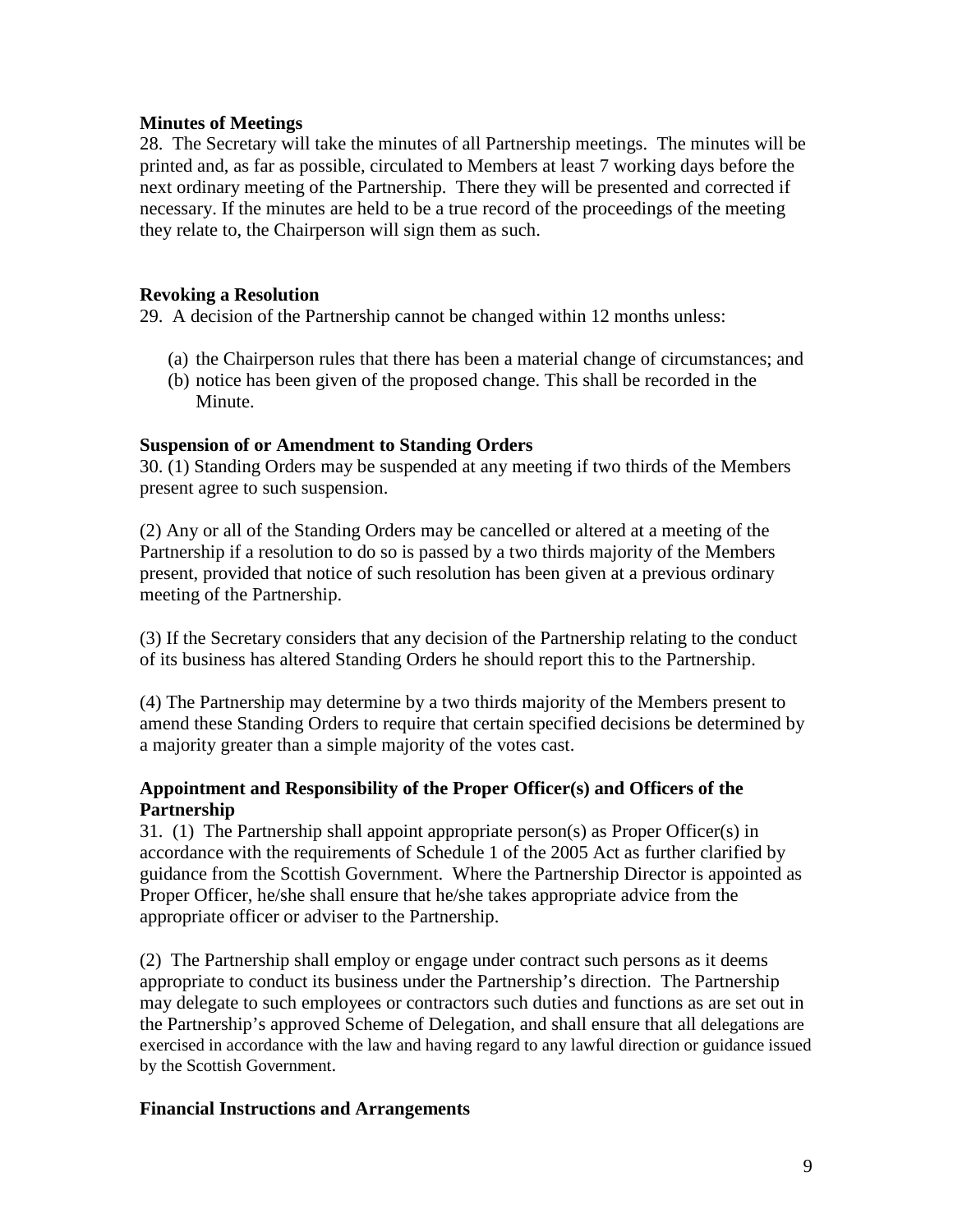**Minutes of Meetings**

28. The Secretary will take the minutes of all Partnership meetings. The minutes will be printed and, as far as possible, circulated to Members at least 7 working days before the next ordinary meeting of the Partnership. There they will be presented and corrected if necessary. If the minutes are held to be a true record of the proceedings of the meeting they relate to, the Chairperson will sign them as such.

**Revoking a Resolution**

29. A decision of the Partnership cannot be changed within 12 months unless:

(a) the Chairperson rules that there has been a material change of circumstances; and
(b) notice has been given of the proposed change. This shall be recorded in the Minute.

**Suspension of or Amendment to Standing Orders**

30. (1) Standing Orders may be suspended at any meeting if two thirds of the Members present agree to such suspension.

(2) Any or all of the Standing Orders may be cancelled or altered at a meeting of the Partnership if a resolution to do so is passed by a two thirds majority of the Members present, provided that notice of such resolution has been given at a previous ordinary meeting of the Partnership.

(3) If the Secretary considers that any decision of the Partnership relating to the conduct of its business has altered Standing Orders he should report this to the Partnership.

(4) The Partnership may determine by a two thirds majority of the Members present to amend these Standing Orders to require that certain specified decisions be determined by a majority greater than a simple majority of the votes cast.

**Appointment and Responsibility of the Proper Officer(s) and Officers of the Partnership**

31. (1) The Partnership shall appoint appropriate person(s) as Proper Officer(s) in accordance with the requirements of Schedule 1 of the 2005 Act as further clarified by guidance from the Scottish Government. Where the Partnership Director is appointed as Proper Officer, he/she shall ensure that he/she takes appropriate advice from the appropriate officer or adviser to the Partnership.

(2) The Partnership shall employ or engage under contract such persons as it deems appropriate to conduct its business under the Partnership's direction. The Partnership may delegate to such employees or contractors such duties and functions as are set out in the Partnership's approved Scheme of Delegation, and shall ensure that all delegations are exercised in accordance with the law and having regard to any lawful direction or guidance issued by the Scottish Government.

**Financial Instructions and Arrangements**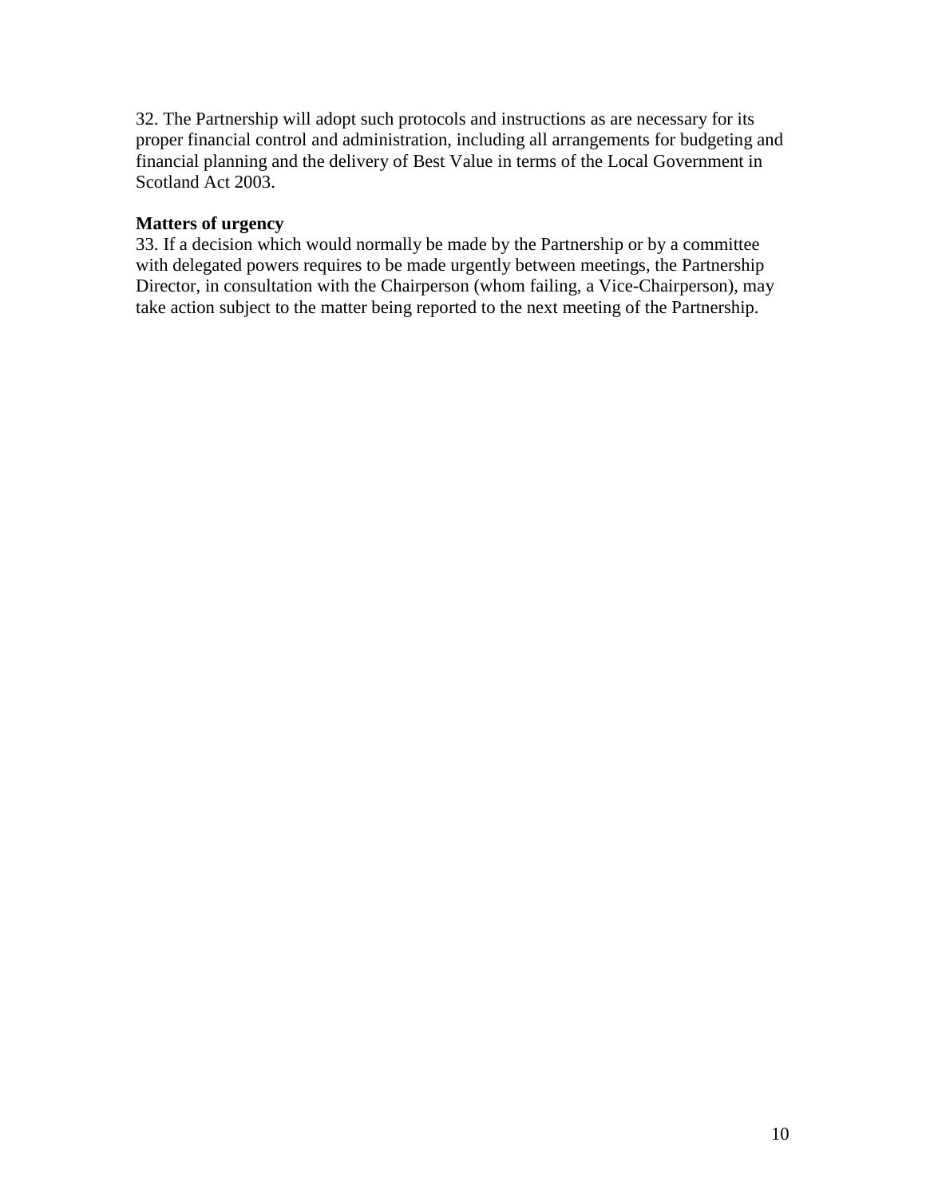32. The Partnership will adopt such protocols and instructions as are necessary for its proper financial control and administration, including all arrangements for budgeting and financial planning and the delivery of Best Value in terms of the Local Government in Scotland Act 2003.

**Matters of urgency**

33. If a decision which would normally be made by the Partnership or by a committee with delegated powers requires to be made urgently between meetings, the Partnership Director, in consultation with the Chairperson (whom failing, a Vice-Chairperson), may take action subject to the matter being reported to the next meeting of the Partnership.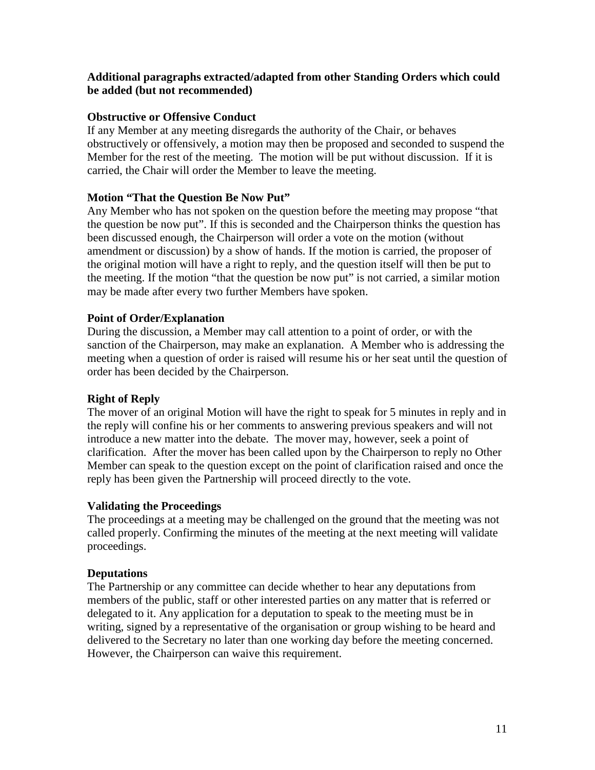**Additional paragraphs extracted/adapted from other Standing Orders which could be added (but not recommended)**

**Obstructive or Offensive Conduct**

If any Member at any meeting disregards the authority of the Chair, or behaves obstructively or offensively, a motion may then be proposed and seconded to suspend the Member for the rest of the meeting. The motion will be put without discussion. If it is carried, the Chair will order the Member to leave the meeting.

**Motion "That the Question Be Now Put"**

Any Member who has not spoken on the question before the meeting may propose "that the question be now put". If this is seconded and the Chairperson thinks the question has been discussed enough, the Chairperson will order a vote on the motion (without amendment or discussion) by a show of hands. If the motion is carried, the proposer of the original motion will have a right to reply, and the question itself will then be put to the meeting. If the motion "that the question be now put" is not carried, a similar motion may be made after every two further Members have spoken.

**Point of Order/Explanation**

During the discussion, a Member may call attention to a point of order, or with the sanction of the Chairperson, may make an explanation. A Member who is addressing the meeting when a question of order is raised will resume his or her seat until the question of order has been decided by the Chairperson.

**Right of Reply**

The mover of an original Motion will have the right to speak for 5 minutes in reply and in the reply will confine his or her comments to answering previous speakers and will not introduce a new matter into the debate. The mover may, however, seek a point of clarification. After the mover has been called upon by the Chairperson to reply no Other Member can speak to the question except on the point of clarification raised and once the reply has been given the Partnership will proceed directly to the vote.

**Validating the Proceedings**

The proceedings at a meeting may be challenged on the ground that the meeting was not called properly. Confirming the minutes of the meeting at the next meeting will validate proceedings.

**Deputations**

The Partnership or any committee can decide whether to hear any deputations from members of the public, staff or other interested parties on any matter that is referred or delegated to it. Any application for a deputation to speak to the meeting must be in writing, signed by a representative of the organisation or group wishing to be heard and delivered to the Secretary no later than one working day before the meeting concerned. However, the Chairperson can waive this requirement.